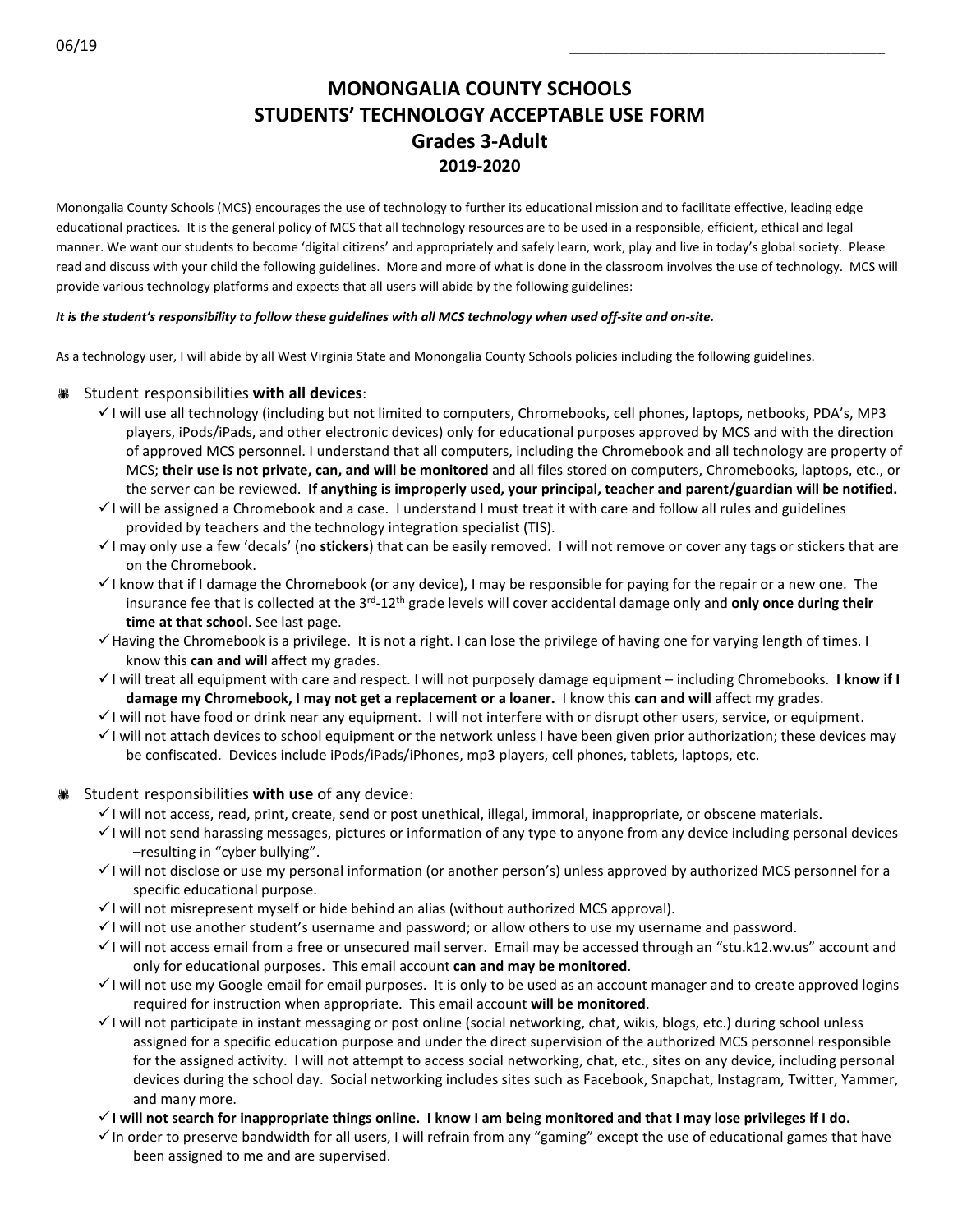06/19 ____________________________________

# MONONGALIA COUNTY SCHOOLS
# STUDENTS' TECHNOLOGY ACCEPTABLE USE FORM
## Grades 3-Adult
### 2019-2020

Monongalia County Schools (MCS) encourages the use of technology to further its educational mission and to facilitate effective, leading edge educational practices. It is the general policy of MCS that all technology resources are to be used in a responsible, efficient, ethical and legal manner. We want our students to become 'digital citizens' and appropriately and safely learn, work, play and live in today's global society. Please read and discuss with your child the following guidelines. More and more of what is done in the classroom involves the use of technology. MCS will provide various technology platforms and expects that all users will abide by the following guidelines:

***It is the student's responsibility to follow these guidelines with all MCS technology when used off-site and on-site.***

As a technology user, I will abide by all West Virginia State and Monongalia County Schools policies including the following guidelines.

- Student responsibilities **with all devices**:
  - ✓ I will use all technology (including but not limited to computers, Chromebooks, cell phones, laptops, netbooks, PDA's, MP3 players, iPods/iPads, and other electronic devices) only for educational purposes approved by MCS and with the direction of approved MCS personnel. I understand that all computers, including the Chromebook and all technology are property of MCS; **their use is not private, can, and will be monitored** and all files stored on computers, Chromebooks, laptops, etc., or the server can be reviewed. **If anything is improperly used, your principal, teacher and parent/guardian will be notified.**
  - ✓ I will be assigned a Chromebook and a case. I understand I must treat it with care and follow all rules and guidelines provided by teachers and the technology integration specialist (TIS).
  - ✓ I may only use a few 'decals' (**no stickers**) that can be easily removed. I will not remove or cover any tags or stickers that are on the Chromebook.
  - ✓ I know that if I damage the Chromebook (or any device), I may be responsible for paying for the repair or a new one. The insurance fee that is collected at the 3rd-12th grade levels will cover accidental damage only and **only once during their time at that school**. See last page.
  - ✓ Having the Chromebook is a privilege. It is not a right. I can lose the privilege of having one for varying length of times. I know this **can and will** affect my grades.
  - ✓ I will treat all equipment with care and respect. I will not purposely damage equipment – including Chromebooks. **I know if I damage my Chromebook, I may not get a replacement or a loaner.** I know this **can and will** affect my grades.
  - ✓ I will not have food or drink near any equipment. I will not interfere with or disrupt other users, service, or equipment.
  - ✓ I will not attach devices to school equipment or the network unless I have been given prior authorization; these devices may be confiscated. Devices include iPods/iPads/iPhones, mp3 players, cell phones, tablets, laptops, etc.

- Student responsibilities **with use** of any device:
  - ✓ I will not access, read, print, create, send or post unethical, illegal, immoral, inappropriate, or obscene materials.
  - ✓ I will not send harassing messages, pictures or information of any type to anyone from any device including personal devices –resulting in "cyber bullying".
  - ✓ I will not disclose or use my personal information (or another person's) unless approved by authorized MCS personnel for a specific educational purpose.
  - ✓ I will not misrepresent myself or hide behind an alias (without authorized MCS approval).
  - ✓ I will not use another student's username and password; or allow others to use my username and password.
  - ✓ I will not access email from a free or unsecured mail server. Email may be accessed through an "stu.k12.wv.us" account and only for educational purposes. This email account **can and may be monitored**.
  - ✓ I will not use my Google email for email purposes. It is only to be used as an account manager and to create approved logins required for instruction when appropriate. This email account **will be monitored**.
  - ✓ I will not participate in instant messaging or post online (social networking, chat, wikis, blogs, etc.) during school unless assigned for a specific education purpose and under the direct supervision of the authorized MCS personnel responsible for the assigned activity. I will not attempt to access social networking, chat, etc., sites on any device, including personal devices during the school day. Social networking includes sites such as Facebook, Snapchat, Instagram, Twitter, Yammer, and many more.
  - ✓ **I will not search for inappropriate things online. I know I am being monitored and that I may lose privileges if I do.**
  - ✓ In order to preserve bandwidth for all users, I will refrain from any "gaming" except the use of educational games that have been assigned to me and are supervised.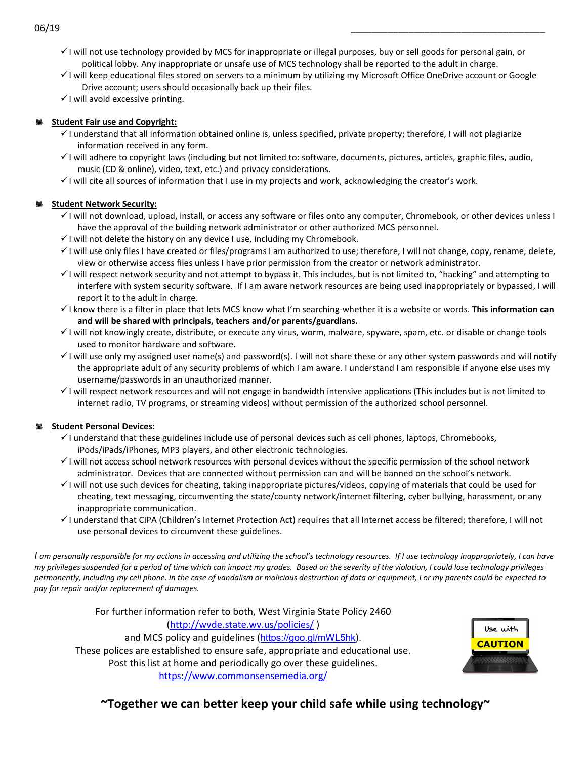06/19 ______________________________________

- ✓ I will not use technology provided by MCS for inappropriate or illegal purposes, buy or sell goods for personal gain, or political lobby. Any inappropriate or unsafe use of MCS technology shall be reported to the adult in charge.
- ✓ I will keep educational files stored on servers to a minimum by utilizing my Microsoft Office OneDrive account or Google Drive account; users should occasionally back up their files.
- ✓ I will avoid excessive printing.

**Student Fair use and Copyright:**

- ✓ I understand that all information obtained online is, unless specified, private property; therefore, I will not plagiarize information received in any form.
- ✓ I will adhere to copyright laws (including but not limited to: software, documents, pictures, articles, graphic files, audio, music (CD & online), video, text, etc.) and privacy considerations.
- ✓ I will cite all sources of information that I use in my projects and work, acknowledging the creator's work.

**Student Network Security:**

- ✓ I will not download, upload, install, or access any software or files onto any computer, Chromebook, or other devices unless I have the approval of the building network administrator or other authorized MCS personnel.
- ✓ I will not delete the history on any device I use, including my Chromebook.
- ✓ I will use only files I have created or files/programs I am authorized to use; therefore, I will not change, copy, rename, delete, view or otherwise access files unless I have prior permission from the creator or network administrator.
- ✓ I will respect network security and not attempt to bypass it. This includes, but is not limited to, "hacking" and attempting to interfere with system security software. If I am aware network resources are being used inappropriately or bypassed, I will report it to the adult in charge.
- ✓ I know there is a filter in place that lets MCS know what I'm searching-whether it is a website or words. **This information can and will be shared with principals, teachers and/or parents/guardians.**
- ✓ I will not knowingly create, distribute, or execute any virus, worm, malware, spyware, spam, etc. or disable or change tools used to monitor hardware and software.
- ✓ I will use only my assigned user name(s) and password(s). I will not share these or any other system passwords and will notify the appropriate adult of any security problems of which I am aware. I understand I am responsible if anyone else uses my username/passwords in an unauthorized manner.
- ✓ I will respect network resources and will not engage in bandwidth intensive applications (This includes but is not limited to internet radio, TV programs, or streaming videos) without permission of the authorized school personnel.

**Student Personal Devices:**

- ✓ I understand that these guidelines include use of personal devices such as cell phones, laptops, Chromebooks, iPods/iPads/iPhones, MP3 players, and other electronic technologies.
- ✓ I will not access school network resources with personal devices without the specific permission of the school network administrator. Devices that are connected without permission can and will be banned on the school's network.
- ✓ I will not use such devices for cheating, taking inappropriate pictures/videos, copying of materials that could be used for cheating, text messaging, circumventing the state/county network/internet filtering, cyber bullying, harassment, or any inappropriate communication.
- ✓ I understand that CIPA (Children's Internet Protection Act) requires that all Internet access be filtered; therefore, I will not use personal devices to circumvent these guidelines.

*I am personally responsible for my actions in accessing and utilizing the school's technology resources. If I use technology inappropriately, I can have my privileges suspended for a period of time which can impact my grades. Based on the severity of the violation, I could lose technology privileges permanently, including my cell phone. In the case of vandalism or malicious destruction of data or equipment, I or my parents could be expected to pay for repair and/or replacement of damages.*

For further information refer to both, West Virginia State Policy 2460 (http://wvde.state.wv.us/policies/ )
and MCS policy and guidelines (https://goo.gl/mWL5hk).
These polices are established to ensure safe, appropriate and educational use.
Post this list at home and periodically go over these guidelines.
https://www.commonsensemedia.org/

Use with CAUTION

**~Together we can better keep your child safe while using technology~**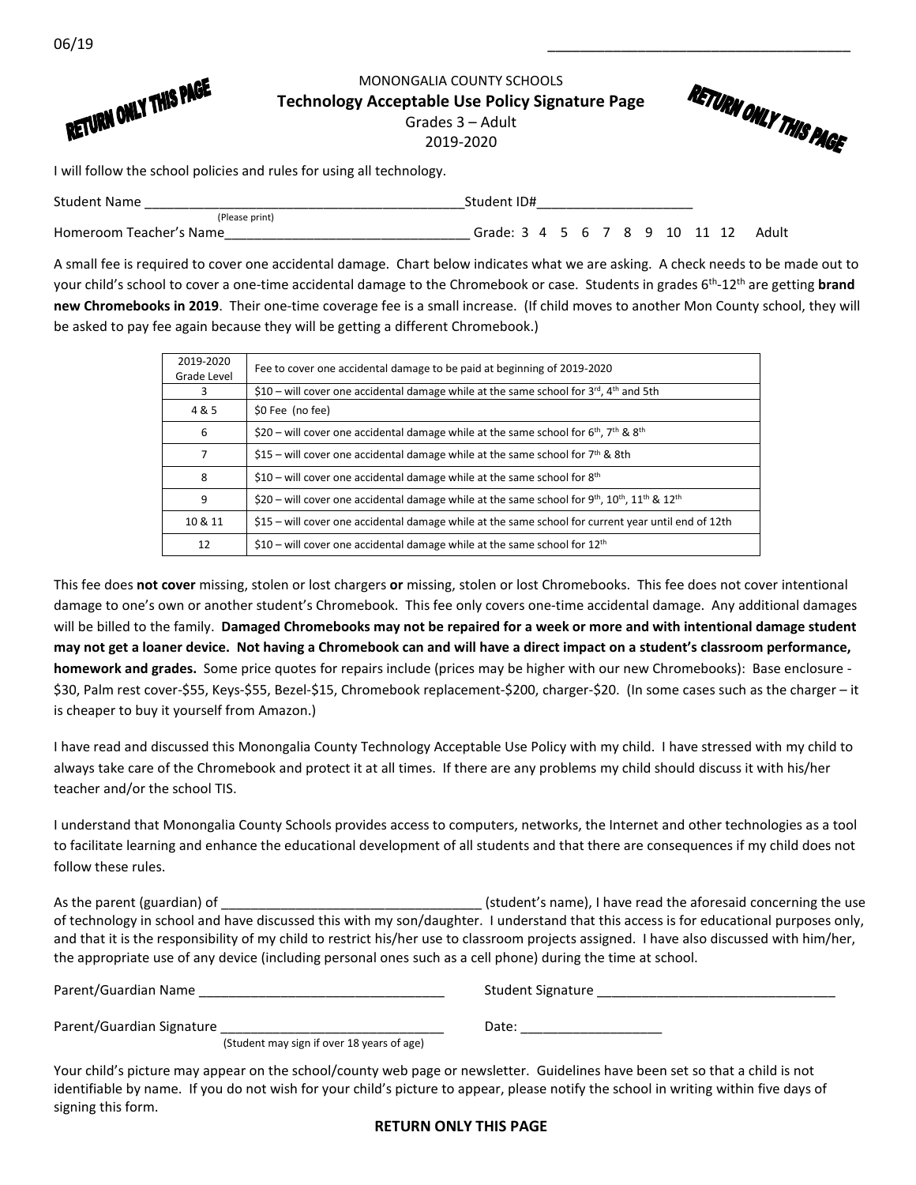06/19 ____________________________________

RETURN ONLY THIS PAGE

MONONGALIA COUNTY SCHOOLS

**Technology Acceptable Use Policy Signature Page**

Grades 3 – Adult

2019-2020

RETURN ONLY THIS PAGE

I will follow the school policies and rules for using all technology.

Student Name ___________________________________________Student ID#____________________

(Please print)

Homeroom Teacher's Name________________________________ Grade: 3 4 5 6 7 8 9 10 11 12 Adult

A small fee is required to cover one accidental damage. Chart below indicates what we are asking. A check needs to be made out to your child's school to cover a one-time accidental damage to the Chromebook or case. Students in grades 6th-12th are getting **brand new Chromebooks in 2019**. Their one-time coverage fee is a small increase. (If child moves to another Mon County school, they will be asked to pay fee again because they will be getting a different Chromebook.)

| 2019-2020 Grade Level | Fee to cover one accidental damage to be paid at beginning of 2019-2020 |
|---|---|
| 3 | $10 – will cover one accidental damage while at the same school for 3rd, 4th and 5th |
| 4 & 5 | $0 Fee (no fee) |
| 6 | $20 – will cover one accidental damage while at the same school for 6th, 7th & 8th |
| 7 | $15 – will cover one accidental damage while at the same school for 7th & 8th |
| 8 | $10 – will cover one accidental damage while at the same school for 8th |
| 9 | $20 – will cover one accidental damage while at the same school for 9th, 10th, 11th & 12th |
| 10 & 11 | $15 – will cover one accidental damage while at the same school for current year until end of 12th |
| 12 | $10 – will cover one accidental damage while at the same school for 12th |

This fee does **not cover** missing, stolen or lost chargers **or** missing, stolen or lost Chromebooks. This fee does not cover intentional damage to one's own or another student's Chromebook. This fee only covers one-time accidental damage. Any additional damages will be billed to the family. **Damaged Chromebooks may not be repaired for a week or more and with intentional damage student may not get a loaner device. Not having a Chromebook can and will have a direct impact on a student's classroom performance, homework and grades.** Some price quotes for repairs include (prices may be higher with our new Chromebooks): Base enclosure - $30, Palm rest cover-$55, Keys-$55, Bezel-$15, Chromebook replacement-$200, charger-$20. (In some cases such as the charger – it is cheaper to buy it yourself from Amazon.)

I have read and discussed this Monongalia County Technology Acceptable Use Policy with my child. I have stressed with my child to always take care of the Chromebook and protect it at all times. If there are any problems my child should discuss it with his/her teacher and/or the school TIS.

I understand that Monongalia County Schools provides access to computers, networks, the Internet and other technologies as a tool to facilitate learning and enhance the educational development of all students and that there are consequences if my child does not follow these rules.

As the parent (guardian) of ___________________________________ (student's name), I have read the aforesaid concerning the use of technology in school and have discussed this with my son/daughter. I understand that this access is for educational purposes only, and that it is the responsibility of my child to restrict his/her use to classroom projects assigned. I have also discussed with him/her, the appropriate use of any device (including personal ones such as a cell phone) during the time at school.

Parent/Guardian Name _________________________________ Student Signature ________________________________

Parent/Guardian Signature _______________________________ Date: ___________________

(Student may sign if over 18 years of age)

Your child's picture may appear on the school/county web page or newsletter. Guidelines have been set so that a child is not identifiable by name. If you do not wish for your child's picture to appear, please notify the school in writing within five days of signing this form.

**RETURN ONLY THIS PAGE**